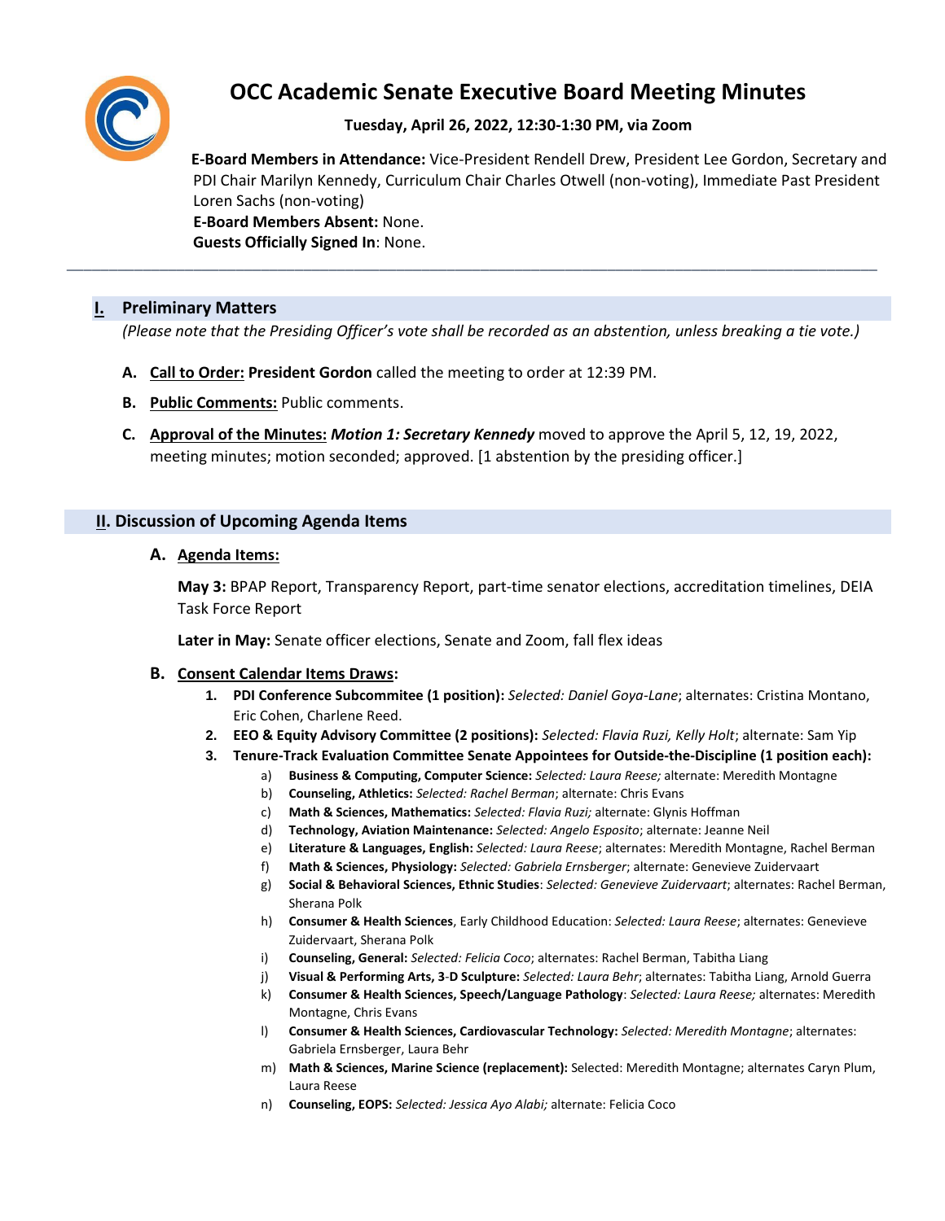# OCC Academic Senate Executive Board Meeting Minutes

**Tuesday, April 26, 2022, 12:30-1:30 PM, via Zoom**

**E-Board Members in Attendance:** Vice-President Rendell Drew, President Lee Gordon, Secretary and PDI Chair Marilyn Kennedy, Curriculum Chair Charles Otwell (non-voting), Immediate Past President Loren Sachs (non-voting)
**E-Board Members Absent:** None.
**Guests Officially Signed In**: None.

---

## I. Preliminary Matters

*(Please note that the Presiding Officer's vote shall be recorded as an abstention, unless breaking a tie vote.)*

A. **Call to Order: President Gordon** called the meeting to order at 12:39 PM.

B. **Public Comments:** Public comments.

C. **Approval of the Minutes:** ***Motion 1: Secretary Kennedy*** moved to approve the April 5, 12, 19, 2022, meeting minutes; motion seconded; approved. [1 abstention by the presiding officer.]

## II. Discussion of Upcoming Agenda Items

### A. Agenda Items:

**May 3:** BPAP Report, Transparency Report, part-time senator elections, accreditation timelines, DEIA Task Force Report

**Later in May:** Senate officer elections, Senate and Zoom, fall flex ideas

### B. Consent Calendar Items Draws:

1. **PDI Conference Subcommitee (1 position):** *Selected: Daniel Goya-Lane*; alternates: Cristina Montano, Eric Cohen, Charlene Reed.
2. **EEO & Equity Advisory Committee (2 positions):** *Selected: Flavia Ruzi, Kelly Holt*; alternate: Sam Yip
3. **Tenure-Track Evaluation Committee Senate Appointees for Outside-the-Discipline (1 position each):**
   a) **Business & Computing, Computer Science:** *Selected: Laura Reese;* alternate: Meredith Montagne
   b) **Counseling, Athletics:** *Selected: Rachel Berman*; alternate: Chris Evans
   c) **Math & Sciences, Mathematics:** *Selected: Flavia Ruzi;* alternate: Glynis Hoffman
   d) **Technology, Aviation Maintenance:** *Selected: Angelo Esposito*; alternate: Jeanne Neil
   e) **Literature & Languages, English:** *Selected: Laura Reese*; alternates: Meredith Montagne, Rachel Berman
   f) **Math & Sciences, Physiology:** *Selected: Gabriela Ernsberger*; alternate: Genevieve Zuidervaart
   g) **Social & Behavioral Sciences, Ethnic Studies**: *Selected: Genevieve Zuidervaart*; alternates: Rachel Berman, Sherana Polk
   h) **Consumer & Health Sciences**, Early Childhood Education: *Selected: Laura Reese*; alternates: Genevieve Zuidervaart, Sherana Polk
   i) **Counseling, General:** *Selected: Felicia Coco*; alternates: Rachel Berman, Tabitha Liang
   j) **Visual & Performing Arts, 3-D Sculpture:** *Selected: Laura Behr*; alternates: Tabitha Liang, Arnold Guerra
   k) **Consumer & Health Sciences, Speech/Language Pathology**: *Selected: Laura Reese;* alternates: Meredith Montagne, Chris Evans
   l) **Consumer & Health Sciences, Cardiovascular Technology:** *Selected: Meredith Montagne*; alternates: Gabriela Ernsberger, Laura Behr
   m) **Math & Sciences, Marine Science (replacement):** Selected: Meredith Montagne; alternates Caryn Plum, Laura Reese
   n) **Counseling, EOPS:** *Selected: Jessica Ayo Alabi;* alternate: Felicia Coco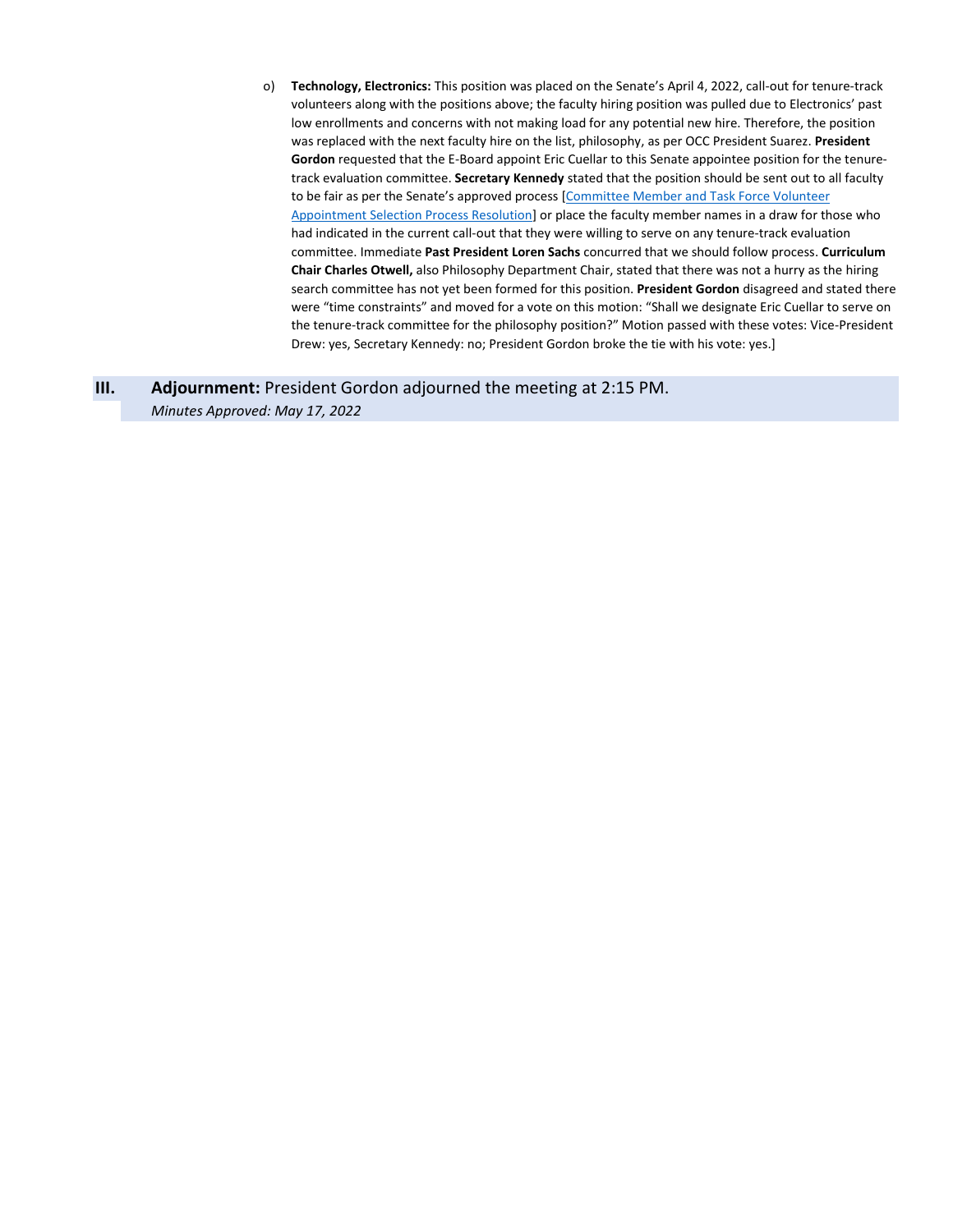o) **Technology, Electronics:** This position was placed on the Senate's April 4, 2022, call-out for tenure-track volunteers along with the positions above; the faculty hiring position was pulled due to Electronics' past low enrollments and concerns with not making load for any potential new hire. Therefore, the position was replaced with the next faculty hire on the list, philosophy, as per OCC President Suarez. **President Gordon** requested that the E-Board appoint Eric Cuellar to this Senate appointee position for the tenure-track evaluation committee. **Secretary Kennedy** stated that the position should be sent out to all faculty to be fair as per the Senate's approved process [Committee Member and Task Force Volunteer Appointment Selection Process Resolution] or place the faculty member names in a draw for those who had indicated in the current call-out that they were willing to serve on any tenure-track evaluation committee. Immediate **Past President Loren Sachs** concurred that we should follow process. **Curriculum Chair Charles Otwell,** also Philosophy Department Chair, stated that there was not a hurry as the hiring search committee has not yet been formed for this position. **President Gordon** disagreed and stated there were "time constraints" and moved for a vote on this motion: "Shall we designate Eric Cuellar to serve on the tenure-track committee for the philosophy position?" Motion passed with these votes: Vice-President Drew: yes, Secretary Kennedy: no; President Gordon broke the tie with his vote: yes.]

## III. Adjournment: President Gordon adjourned the meeting at 2:15 PM.

*Minutes Approved: May 17, 2022*